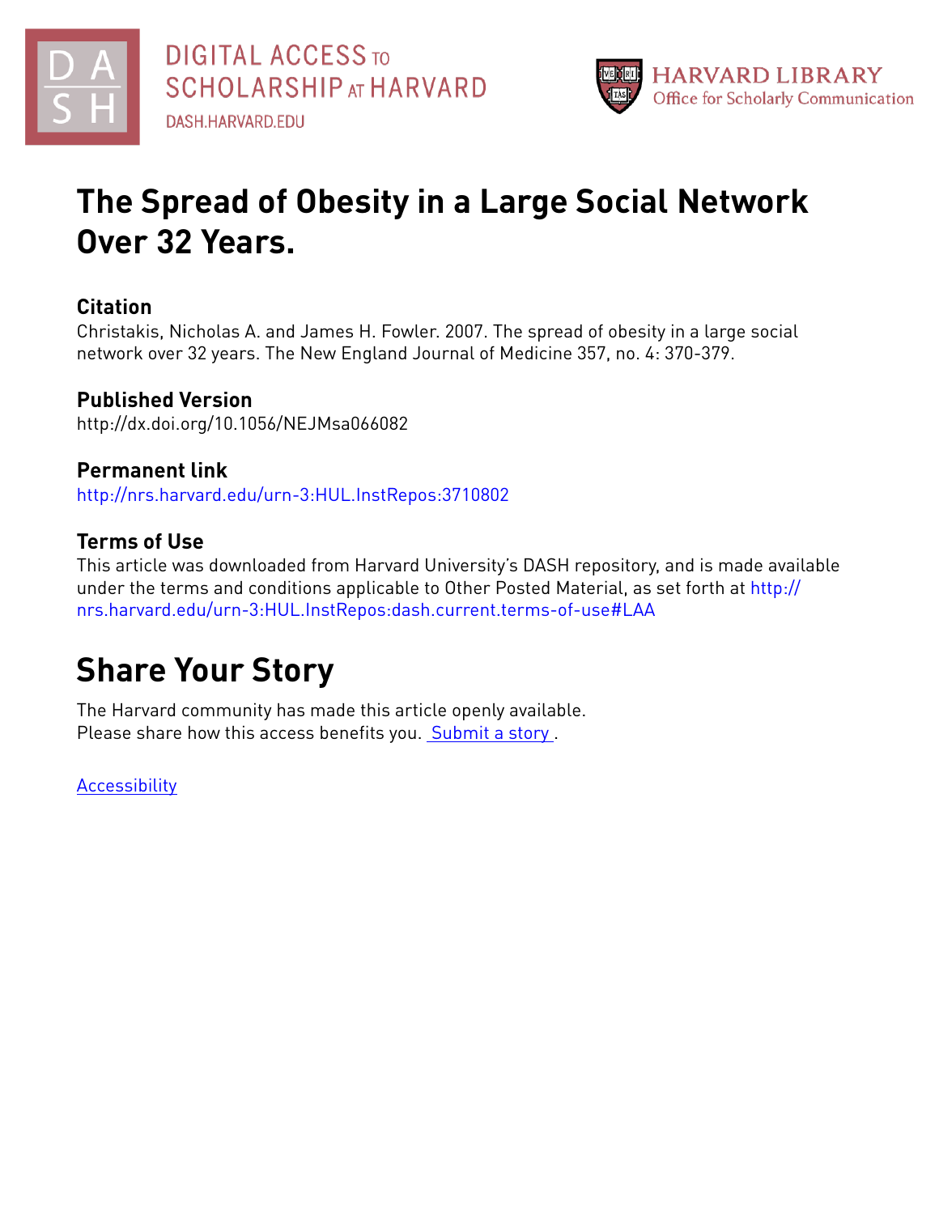DIGITAL ACCESS TO SCHOLARSHIP AT HARVARD
DASH.HARVARD.EDU

HARVARD LIBRARY
Office for Scholarly Communication

# The Spread of Obesity in a Large Social Network Over 32 Years.

## Citation

Christakis, Nicholas A. and James H. Fowler. 2007. The spread of obesity in a large social network over 32 years. The New England Journal of Medicine 357, no. 4: 370-379.

## Published Version

http://dx.doi.org/10.1056/NEJMsa066082

## Permanent link

http://nrs.harvard.edu/urn-3:HUL.InstRepos:3710802

## Terms of Use

This article was downloaded from Harvard University's DASH repository, and is made available under the terms and conditions applicable to Other Posted Material, as set forth at http://nrs.harvard.edu/urn-3:HUL.InstRepos:dash.current.terms-of-use#LAA

# Share Your Story

The Harvard community has made this article openly available.
Please share how this access benefits you. Submit a story .

Accessibility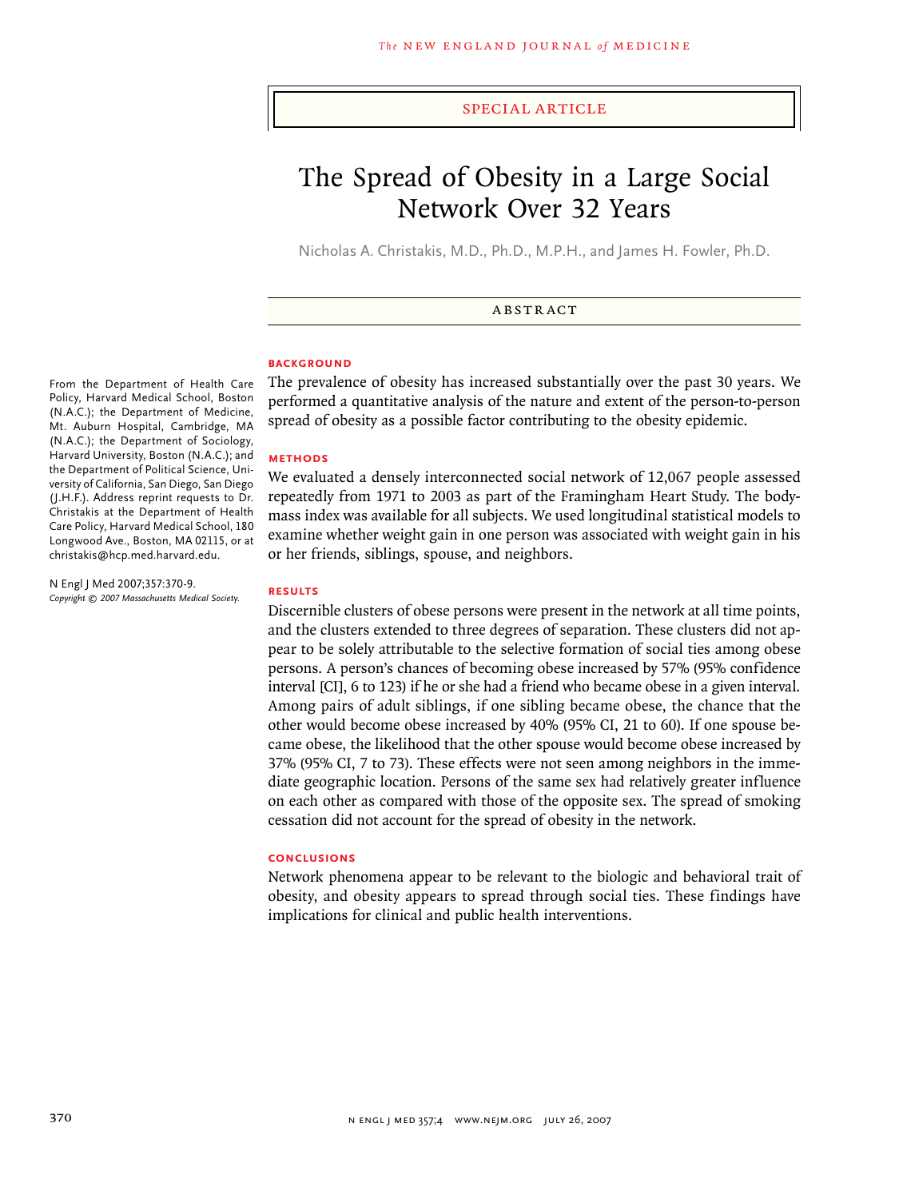SPECIAL ARTICLE

# The Spread of Obesity in a Large Social Network Over 32 Years

Nicholas A. Christakis, M.D., Ph.D., M.P.H., and James H. Fowler, Ph.D.

## ABSTRACT

### BACKGROUND

The prevalence of obesity has increased substantially over the past 30 years. We performed a quantitative analysis of the nature and extent of the person-to-person spread of obesity as a possible factor contributing to the obesity epidemic.

### METHODS

We evaluated a densely interconnected social network of 12,067 people assessed repeatedly from 1971 to 2003 as part of the Framingham Heart Study. The body-mass index was available for all subjects. We used longitudinal statistical models to examine whether weight gain in one person was associated with weight gain in his or her friends, siblings, spouse, and neighbors.

### RESULTS

Discernible clusters of obese persons were present in the network at all time points, and the clusters extended to three degrees of separation. These clusters did not appear to be solely attributable to the selective formation of social ties among obese persons. A person's chances of becoming obese increased by 57% (95% confidence interval [CI], 6 to 123) if he or she had a friend who became obese in a given interval. Among pairs of adult siblings, if one sibling became obese, the chance that the other would become obese increased by 40% (95% CI, 21 to 60). If one spouse became obese, the likelihood that the other spouse would become obese increased by 37% (95% CI, 7 to 73). These effects were not seen among neighbors in the immediate geographic location. Persons of the same sex had relatively greater influence on each other as compared with those of the opposite sex. The spread of smoking cessation did not account for the spread of obesity in the network.

### CONCLUSIONS

Network phenomena appear to be relevant to the biologic and behavioral trait of obesity, and obesity appears to spread through social ties. These findings have implications for clinical and public health interventions.

From the Department of Health Care Policy, Harvard Medical School, Boston (N.A.C.); the Department of Medicine, Mt. Auburn Hospital, Cambridge, MA (N.A.C.); the Department of Sociology, Harvard University, Boston (N.A.C.); and the Department of Political Science, University of California, San Diego, San Diego (J.H.F.). Address reprint requests to Dr. Christakis at the Department of Health Care Policy, Harvard Medical School, 180 Longwood Ave., Boston, MA 02115, or at christakis@hcp.med.harvard.edu.

N Engl J Med 2007;357:370-9.
*Copyright © 2007 Massachusetts Medical Society.*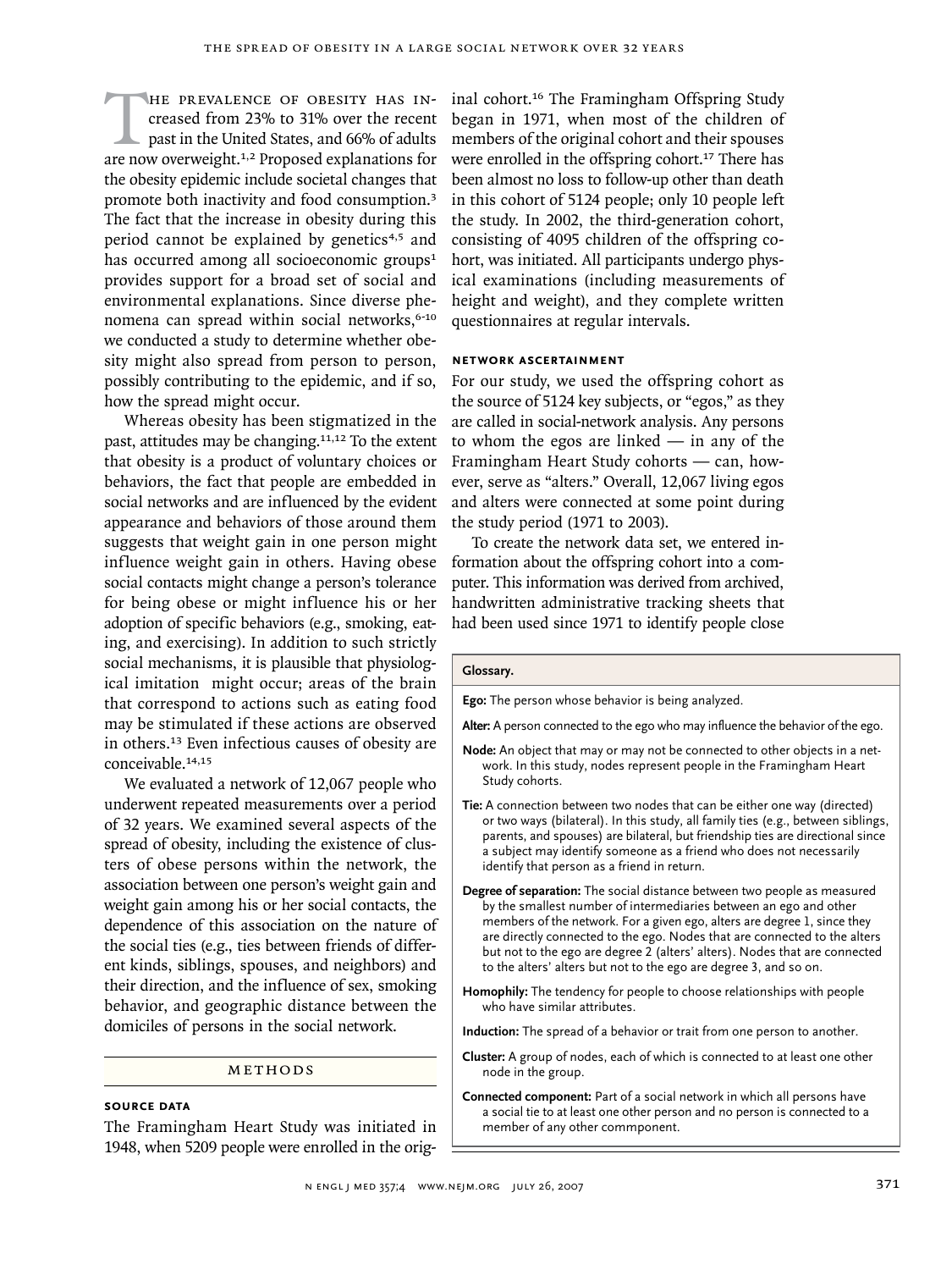The prevalence of obesity has increased from 23% to 31% over the recent past in the United States, and 66% of adults are now overweight.[1,2] Proposed explanations for the obesity epidemic include societal changes that promote both inactivity and food consumption.[3] The fact that the increase in obesity during this period cannot be explained by genetics[4,5] and has occurred among all socioeconomic groups[1] provides support for a broad set of social and environmental explanations. Since diverse phenomena can spread within social networks,[6-10] we conducted a study to determine whether obesity might also spread from person to person, possibly contributing to the epidemic, and if so, how the spread might occur.

Whereas obesity has been stigmatized in the past, attitudes may be changing.[11,12] To the extent that obesity is a product of voluntary choices or behaviors, the fact that people are embedded in social networks and are influenced by the evident appearance and behaviors of those around them suggests that weight gain in one person might influence weight gain in others. Having obese social contacts might change a person's tolerance for being obese or might influence his or her adoption of specific behaviors (e.g., smoking, eating, and exercising). In addition to such strictly social mechanisms, it is plausible that physiological imitation might occur; areas of the brain that correspond to actions such as eating food may be stimulated if these actions are observed in others.[13] Even infectious causes of obesity are conceivable.[14,15]

We evaluated a network of 12,067 people who underwent repeated measurements over a period of 32 years. We examined several aspects of the spread of obesity, including the existence of clusters of obese persons within the network, the association between one person's weight gain and weight gain among his or her social contacts, the dependence of this association on the nature of the social ties (e.g., ties between friends of different kinds, siblings, spouses, and neighbors) and their direction, and the influence of sex, smoking behavior, and geographic distance between the domiciles of persons in the social network.

## Methods

### Source Data

The Framingham Heart Study was initiated in 1948, when 5209 people were enrolled in the original cohort.[16] The Framingham Offspring Study began in 1971, when most of the children of members of the original cohort and their spouses were enrolled in the offspring cohort.[17] There has been almost no loss to follow-up other than death in this cohort of 5124 people; only 10 people left the study. In 2002, the third-generation cohort, consisting of 4095 children of the offspring cohort, was initiated. All participants undergo physical examinations (including measurements of height and weight), and they complete written questionnaires at regular intervals.

### Network Ascertainment

For our study, we used the offspring cohort as the source of 5124 key subjects, or "egos," as they are called in social-network analysis. Any persons to whom the egos are linked — in any of the Framingham Heart Study cohorts — can, however, serve as "alters." Overall, 12,067 living egos and alters were connected at some point during the study period (1971 to 2003).

To create the network data set, we entered information about the offspring cohort into a computer. This information was derived from archived, handwritten administrative tracking sheets that had been used since 1971 to identify people close

**Glossary.**

**Ego:** The person whose behavior is being analyzed.

**Alter:** A person connected to the ego who may influence the behavior of the ego.

**Node:** An object that may or may not be connected to other objects in a network. In this study, nodes represent people in the Framingham Heart Study cohorts.

**Tie:** A connection between two nodes that can be either one way (directed) or two ways (bilateral). In this study, all family ties (e.g., between siblings, parents, and spouses) are bilateral, but friendship ties are directional since a subject may identify someone as a friend who does not necessarily identify that person as a friend in return.

**Degree of separation:** The social distance between two people as measured by the smallest number of intermediaries between an ego and other members of the network. For a given ego, alters are degree 1, since they are directly connected to the ego. Nodes that are connected to the alters but not to the ego are degree 2 (alters' alters). Nodes that are connected to the alters' alters but not to the ego are degree 3, and so on.

**Homophily:** The tendency for people to choose relationships with people who have similar attributes.

**Induction:** The spread of a behavior or trait from one person to another.

**Cluster:** A group of nodes, each of which is connected to at least one other node in the group.

**Connected component:** Part of a social network in which all persons have a social tie to at least one other person and no person is connected to a member of any other commponent.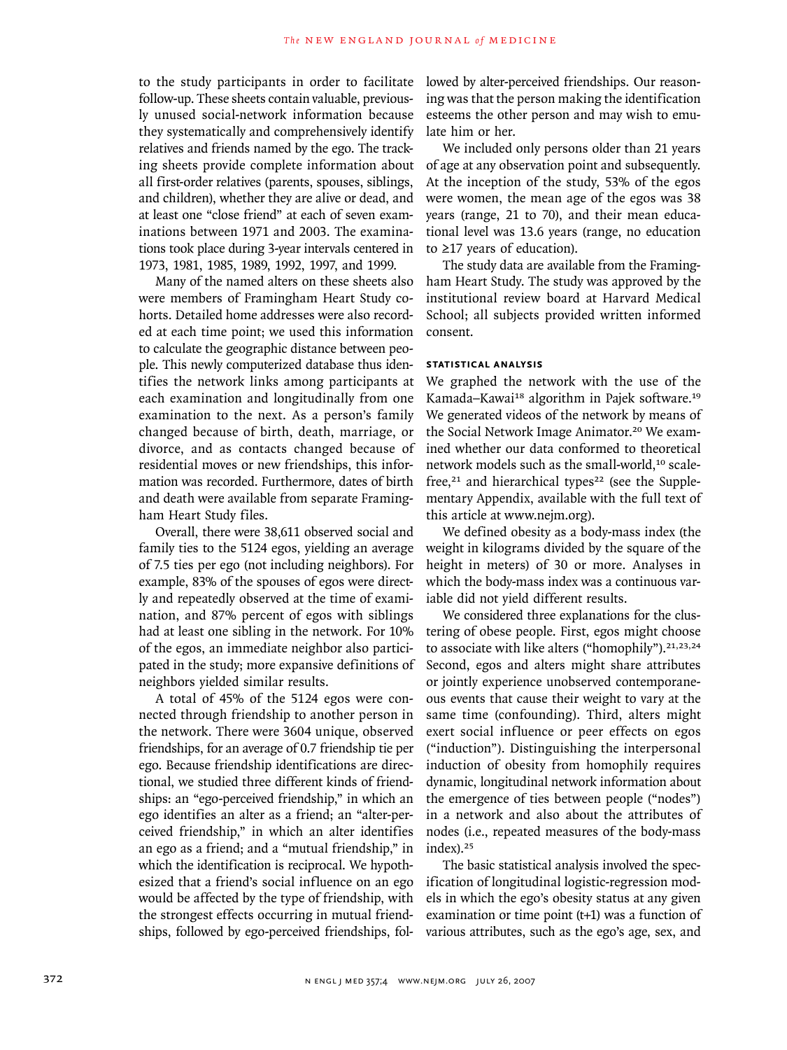to the study participants in order to facilitate follow-up. These sheets contain valuable, previously unused social-network information because they systematically and comprehensively identify relatives and friends named by the ego. The tracking sheets provide complete information about all first-order relatives (parents, spouses, siblings, and children), whether they are alive or dead, and at least one "close friend" at each of seven examinations between 1971 and 2003. The examinations took place during 3-year intervals centered in 1973, 1981, 1985, 1989, 1992, 1997, and 1999.

Many of the named alters on these sheets also were members of Framingham Heart Study cohorts. Detailed home addresses were also recorded at each time point; we used this information to calculate the geographic distance between people. This newly computerized database thus identifies the network links among participants at each examination and longitudinally from one examination to the next. As a person's family changed because of birth, death, marriage, or divorce, and as contacts changed because of residential moves or new friendships, this information was recorded. Furthermore, dates of birth and death were available from separate Framingham Heart Study files.

Overall, there were 38,611 observed social and family ties to the 5124 egos, yielding an average of 7.5 ties per ego (not including neighbors). For example, 83% of the spouses of egos were directly and repeatedly observed at the time of examination, and 87% percent of egos with siblings had at least one sibling in the network. For 10% of the egos, an immediate neighbor also participated in the study; more expansive definitions of neighbors yielded similar results.

A total of 45% of the 5124 egos were connected through friendship to another person in the network. There were 3604 unique, observed friendships, for an average of 0.7 friendship tie per ego. Because friendship identifications are directional, we studied three different kinds of friendships: an "ego-perceived friendship," in which an ego identifies an alter as a friend; an "alter-perceived friendship," in which an alter identifies an ego as a friend; and a "mutual friendship," in which the identification is reciprocal. We hypothesized that a friend's social influence on an ego would be affected by the type of friendship, with the strongest effects occurring in mutual friendships, followed by ego-perceived friendships, followed by alter-perceived friendships. Our reasoning was that the person making the identification esteems the other person and may wish to emulate him or her.

We included only persons older than 21 years of age at any observation point and subsequently. At the inception of the study, 53% of the egos were women, the mean age of the egos was 38 years (range, 21 to 70), and their mean educational level was 13.6 years (range, no education to ≥17 years of education).

The study data are available from the Framingham Heart Study. The study was approved by the institutional review board at Harvard Medical School; all subjects provided written informed consent.

### STATISTICAL ANALYSIS

We graphed the network with the use of the Kamada–Kawai[18] algorithm in Pajek software.[19] We generated videos of the network by means of the Social Network Image Animator.[20] We examined whether our data conformed to theoretical network models such as the small-world,[10] scale-free,[21] and hierarchical types[22] (see the Supplementary Appendix, available with the full text of this article at www.nejm.org).

We defined obesity as a body-mass index (the weight in kilograms divided by the square of the height in meters) of 30 or more. Analyses in which the body-mass index was a continuous variable did not yield different results.

We considered three explanations for the clustering of obese people. First, egos might choose to associate with like alters ("homophily").[21,23,24] Second, egos and alters might share attributes or jointly experience unobserved contemporaneous events that cause their weight to vary at the same time (confounding). Third, alters might exert social influence or peer effects on egos ("induction"). Distinguishing the interpersonal induction of obesity from homophily requires dynamic, longitudinal network information about the emergence of ties between people ("nodes") in a network and also about the attributes of nodes (i.e., repeated measures of the body-mass index).[25]

The basic statistical analysis involved the specification of longitudinal logistic-regression models in which the ego's obesity status at any given examination or time point ($t+1$) was a function of various attributes, such as the ego's age, sex, and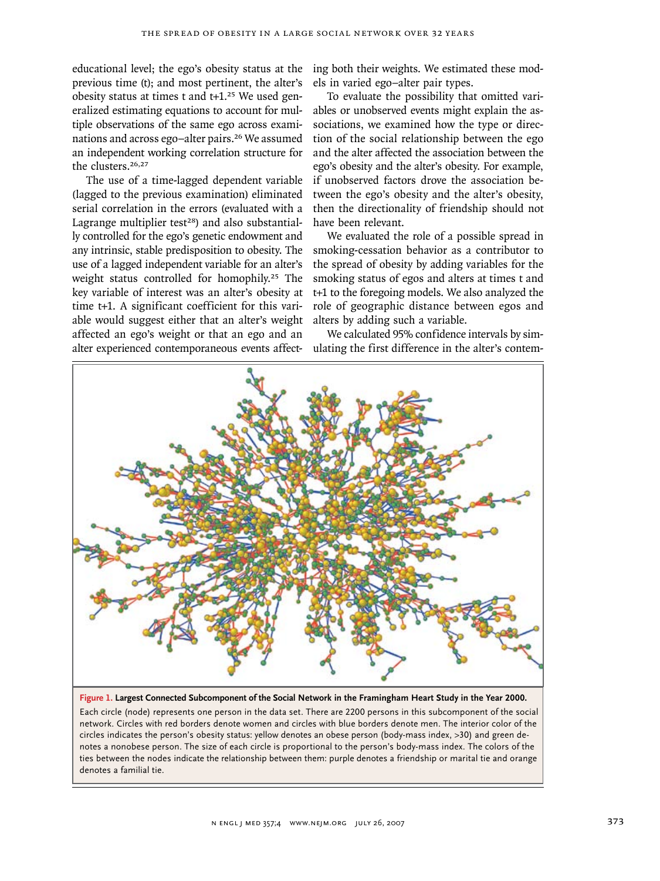educational level; the ego's obesity status at the previous time (t); and most pertinent, the alter's obesity status at times t and t+1.[25] We used generalized estimating equations to account for multiple observations of the same ego across examinations and across ego–alter pairs.[26] We assumed an independent working correlation structure for the clusters.[26,27]

The use of a time-lagged dependent variable (lagged to the previous examination) eliminated serial correlation in the errors (evaluated with a Lagrange multiplier test[28]) and also substantially controlled for the ego's genetic endowment and any intrinsic, stable predisposition to obesity. The use of a lagged independent variable for an alter's weight status controlled for homophily.[25] The key variable of interest was an alter's obesity at time t+1. A significant coefficient for this variable would suggest either that an alter's weight affected an ego's weight or that an ego and an alter experienced contemporaneous events affecting both their weights. We estimated these models in varied ego–alter pair types.

To evaluate the possibility that omitted variables or unobserved events might explain the associations, we examined how the type or direction of the social relationship between the ego and the alter affected the association between the ego's obesity and the alter's obesity. For example, if unobserved factors drove the association between the ego's obesity and the alter's obesity, then the directionality of friendship should not have been relevant.

We evaluated the role of a possible spread in smoking-cessation behavior as a contributor to the spread of obesity by adding variables for the smoking status of egos and alters at times t and t+1 to the foregoing models. We also analyzed the role of geographic distance between egos and alters by adding such a variable.

We calculated 95% confidence intervals by simulating the first difference in the alter's contem-

**Figure 1. Largest Connected Subcomponent of the Social Network in the Framingham Heart Study in the Year 2000.**

Each circle (node) represents one person in the data set. There are 2200 persons in this subcomponent of the social network. Circles with red borders denote women and circles with blue borders denote men. The interior color of the circles indicates the person's obesity status: yellow denotes an obese person (body-mass index, >30) and green denotes a nonobese person. The size of each circle is proportional to the person's body-mass index. The colors of the ties between the nodes indicate the relationship between them: purple denotes a friendship or marital tie and orange denotes a familial tie.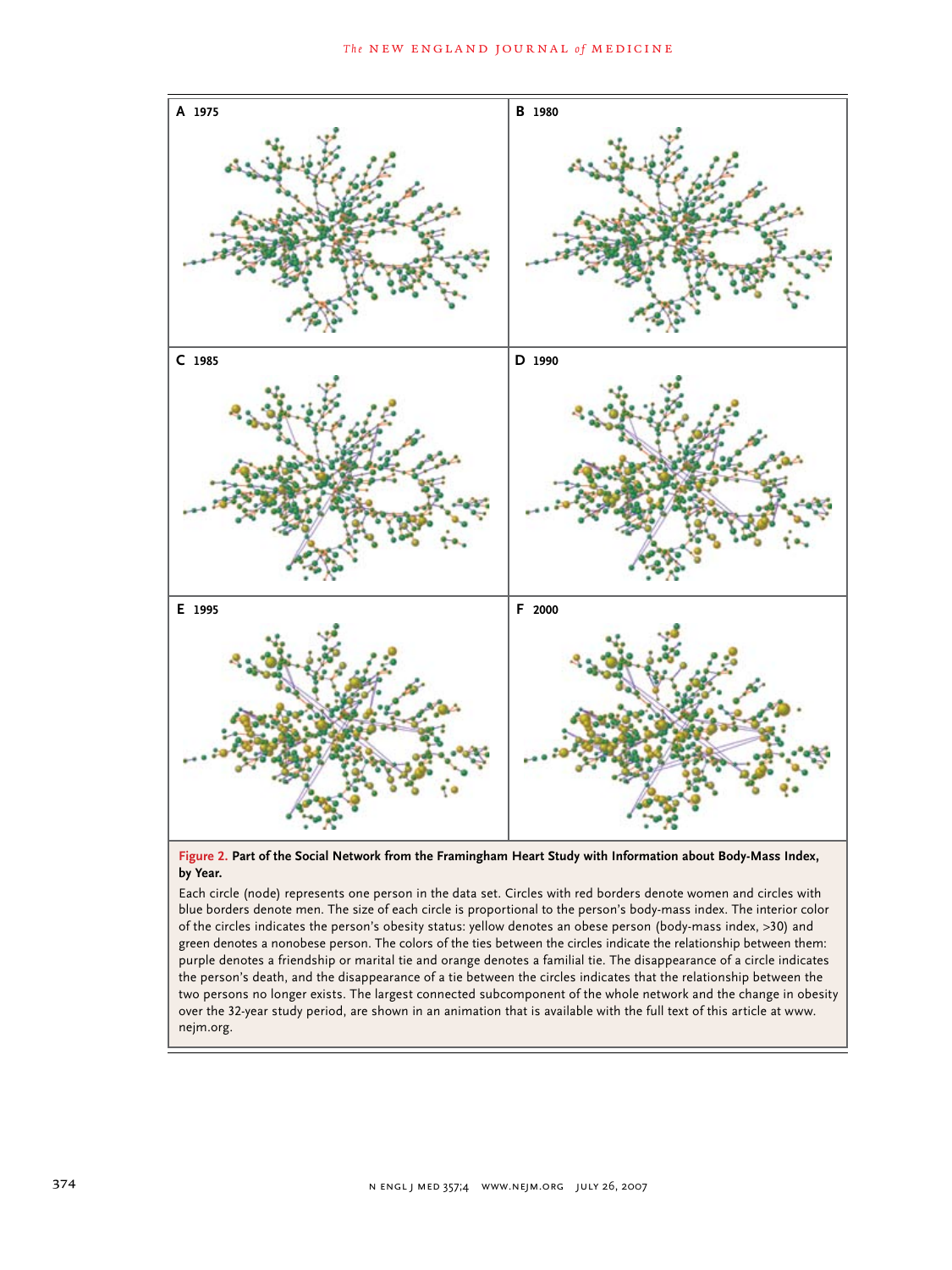**Figure 2. Part of the Social Network from the Framingham Heart Study with Information about Body-Mass Index, by Year.**

Each circle (node) represents one person in the data set. Circles with red borders denote women and circles with blue borders denote men. The size of each circle is proportional to the person's body-mass index. The interior color of the circles indicates the person's obesity status: yellow denotes an obese person (body-mass index, >30) and green denotes a nonobese person. The colors of the ties between the circles indicate the relationship between them: purple denotes a friendship or marital tie and orange denotes a familial tie. The disappearance of a circle indicates the person's death, and the disappearance of a tie between the circles indicates that the relationship between the two persons no longer exists. The largest connected subcomponent of the whole network and the change in obesity over the 32-year study period, are shown in an animation that is available with the full text of this article at www.nejm.org.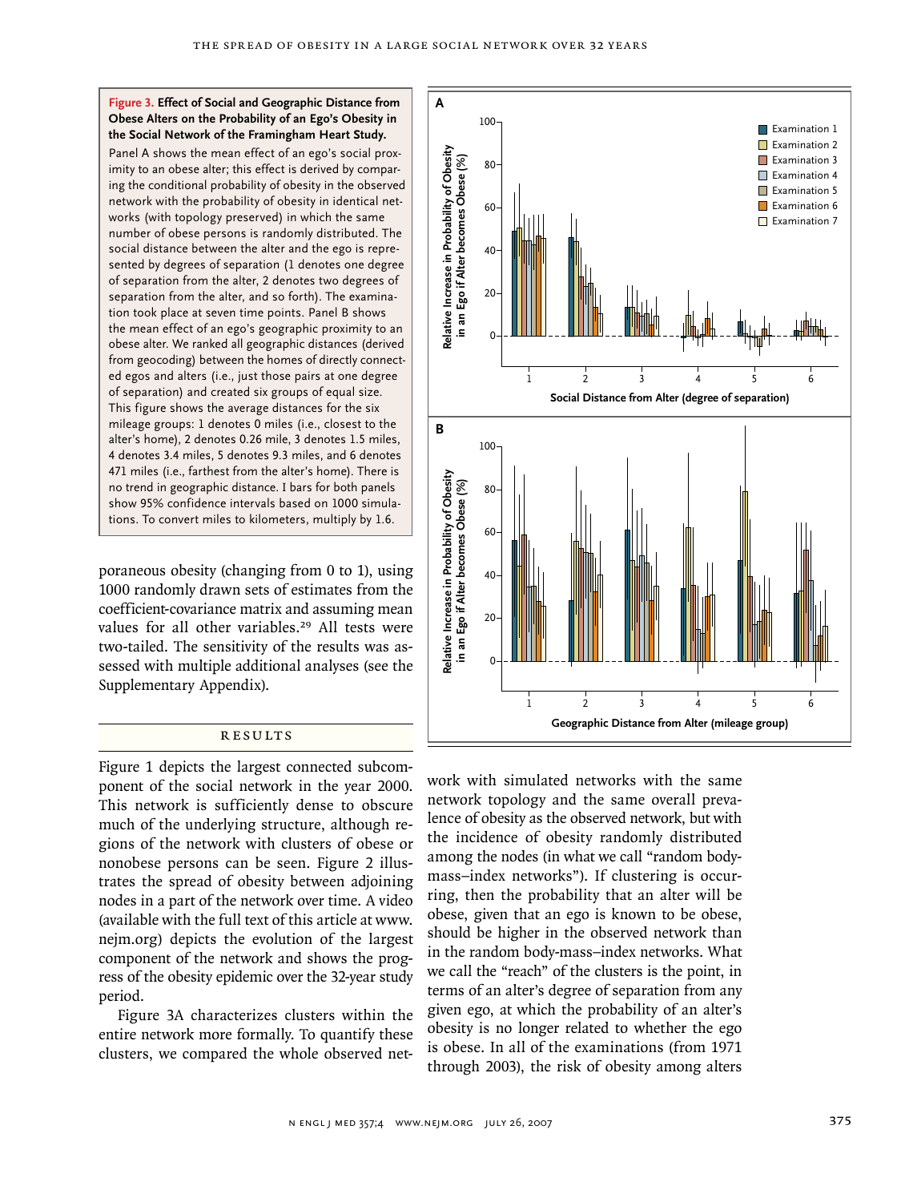**Figure 3. Effect of Social and Geographic Distance from Obese Alters on the Probability of an Ego's Obesity in the Social Network of the Framingham Heart Study.**

Panel A shows the mean effect of an ego's social proximity to an obese alter; this effect is derived by comparing the conditional probability of obesity in the observed network with the probability of obesity in identical networks (with topology preserved) in which the same number of obese persons is randomly distributed. The social distance between the alter and the ego is represented by degrees of separation (1 denotes one degree of separation from the alter, 2 denotes two degrees of separation from the alter, and so forth). The examination took place at seven time points. Panel B shows the mean effect of an ego's geographic proximity to an obese alter. We ranked all geographic distances (derived from geocoding) between the homes of directly connected egos and alters (i.e., just those pairs at one degree of separation) and created six groups of equal size. This figure shows the average distances for the six mileage groups: 1 denotes 0 miles (i.e., closest to the alter's home), 2 denotes 0.26 mile, 3 denotes 1.5 miles, 4 denotes 3.4 miles, 5 denotes 9.3 miles, and 6 denotes 471 miles (i.e., farthest from the alter's home). There is no trend in geographic distance. I bars for both panels show 95% confidence intervals based on 1000 simulations. To convert miles to kilometers, multiply by 1.6.

poraneous obesity (changing from 0 to 1), using 1000 randomly drawn sets of estimates from the coefficient-covariance matrix and assuming mean values for all other variables.[29] All tests were two-tailed. The sensitivity of the results was assessed with multiple additional analyses (see the Supplementary Appendix).

## RESULTS

Figure 1 depicts the largest connected subcomponent of the social network in the year 2000. This network is sufficiently dense to obscure much of the underlying structure, although regions of the network with clusters of obese or nonobese persons can be seen. Figure 2 illustrates the spread of obesity between adjoining nodes in a part of the network over time. A video (available with the full text of this article at www.nejm.org) depicts the evolution of the largest component of the network and shows the progress of the obesity epidemic over the 32-year study period.

Figure 3A characterizes clusters within the entire network more formally. To quantify these clusters, we compared the whole observed network with simulated networks with the same network topology and the same overall prevalence of obesity as the observed network, but with the incidence of obesity randomly distributed among the nodes (in what we call "random body-mass–index networks"). If clustering is occurring, then the probability that an alter will be obese, given that an ego is known to be obese, should be higher in the observed network than in the random body-mass–index networks. What we call the "reach" of the clusters is the point, in terms of an alter's degree of separation from any given ego, at which the probability of an alter's obesity is no longer related to whether the ego is obese. In all of the examinations (from 1971 through 2003), the risk of obesity among alters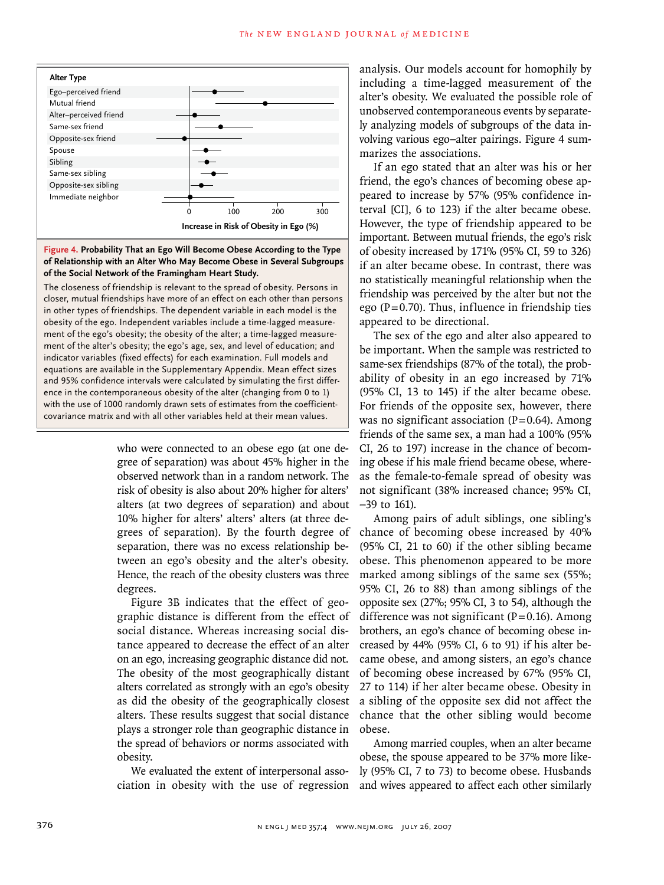Alter Type

- Ego–perceived friend
- Mutual friend
- Alter–perceived friend
- Same-sex friend
- Opposite-sex friend
- Spouse
- Sibling
- Same-sex sibling
- Opposite-sex sibling
- Immediate neighbor

0 100 200 300

Increase in Risk of Obesity in Ego (%)

**Figure 4. Probability That an Ego Will Become Obese According to the Type of Relationship with an Alter Who May Become Obese in Several Subgroups of the Social Network of the Framingham Heart Study.**

The closeness of friendship is relevant to the spread of obesity. Persons in closer, mutual friendships have more of an effect on each other than persons in other types of friendships. The dependent variable in each model is the obesity of the ego. Independent variables include a time-lagged measurement of the ego's obesity; the obesity of the alter; a time-lagged measurement of the alter's obesity; the ego's age, sex, and level of education; and indicator variables (fixed effects) for each examination. Full models and equations are available in the Supplementary Appendix. Mean effect sizes and 95% confidence intervals were calculated by simulating the first difference in the contemporaneous obesity of the alter (changing from 0 to 1) with the use of 1000 randomly drawn sets of estimates from the coefficient-covariance matrix and with all other variables held at their mean values.

who were connected to an obese ego (at one degree of separation) was about 45% higher in the observed network than in a random network. The risk of obesity is also about 20% higher for alters' alters (at two degrees of separation) and about 10% higher for alters' alters' alters (at three degrees of separation). By the fourth degree of separation, there was no excess relationship between an ego's obesity and the alter's obesity. Hence, the reach of the obesity clusters was three degrees.

Figure 3B indicates that the effect of geographic distance is different from the effect of social distance. Whereas increasing social distance appeared to decrease the effect of an alter on an ego, increasing geographic distance did not. The obesity of the most geographically distant alters correlated as strongly with an ego's obesity as did the obesity of the geographically closest alters. These results suggest that social distance plays a stronger role than geographic distance in the spread of behaviors or norms associated with obesity.

We evaluated the extent of interpersonal association in obesity with the use of regression analysis. Our models account for homophily by including a time-lagged measurement of the alter's obesity. We evaluated the possible role of unobserved contemporaneous events by separately analyzing models of subgroups of the data involving various ego–alter pairings. Figure 4 summarizes the associations.

If an ego stated that an alter was his or her friend, the ego's chances of becoming obese appeared to increase by 57% (95% confidence interval [CI], 6 to 123) if the alter became obese. However, the type of friendship appeared to be important. Between mutual friends, the ego's risk of obesity increased by 171% (95% CI, 59 to 326) if an alter became obese. In contrast, there was no statistically meaningful relationship when the friendship was perceived by the alter but not the ego ($P=0.70$). Thus, influence in friendship ties appeared to be directional.

The sex of the ego and alter also appeared to be important. When the sample was restricted to same-sex friendships (87% of the total), the probability of obesity in an ego increased by 71% (95% CI, 13 to 145) if the alter became obese. For friends of the opposite sex, however, there was no significant association ($P=0.64$). Among friends of the same sex, a man had a 100% (95% CI, 26 to 197) increase in the chance of becoming obese if his male friend became obese, whereas the female-to-female spread of obesity was not significant (38% increased chance; 95% CI, −39 to 161).

Among pairs of adult siblings, one sibling's chance of becoming obese increased by 40% (95% CI, 21 to 60) if the other sibling became obese. This phenomenon appeared to be more marked among siblings of the same sex (55%; 95% CI, 26 to 88) than among siblings of the opposite sex (27%; 95% CI, 3 to 54), although the difference was not significant ($P=0.16$). Among brothers, an ego's chance of becoming obese increased by 44% (95% CI, 6 to 91) if his alter became obese, and among sisters, an ego's chance of becoming obese increased by 67% (95% CI, 27 to 114) if her alter became obese. Obesity in a sibling of the opposite sex did not affect the chance that the other sibling would become obese.

Among married couples, when an alter became obese, the spouse appeared to be 37% more likely (95% CI, 7 to 73) to become obese. Husbands and wives appeared to affect each other similarly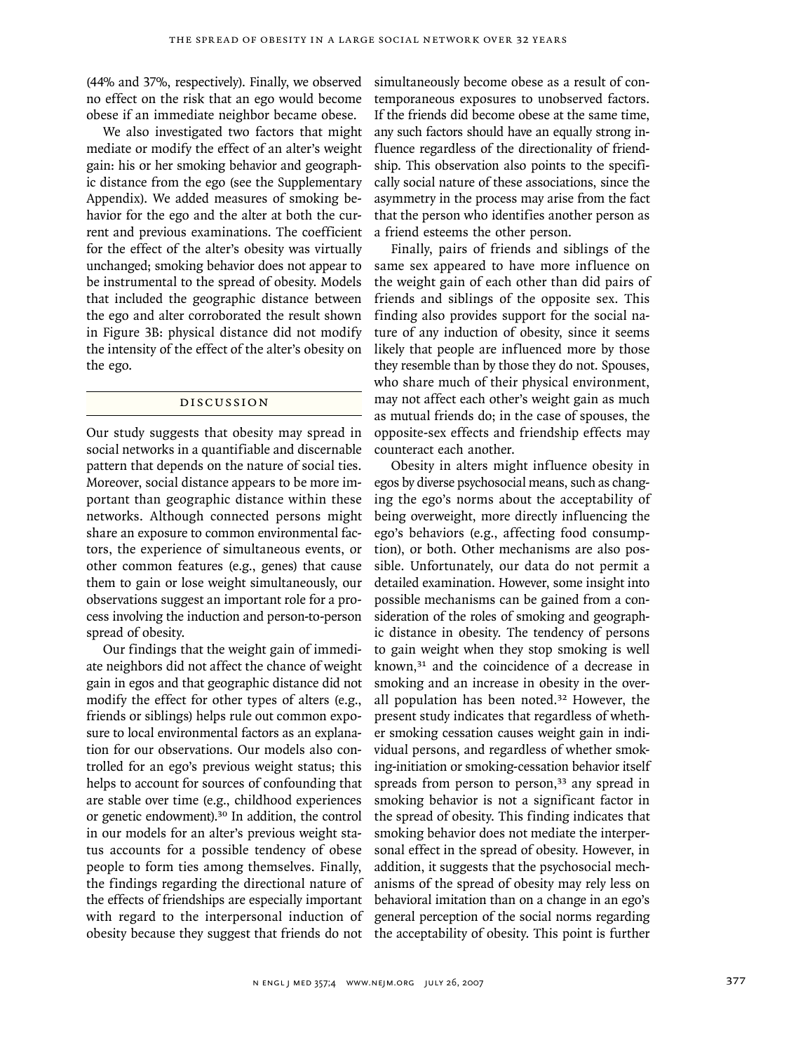(44% and 37%, respectively). Finally, we observed no effect on the risk that an ego would become obese if an immediate neighbor became obese.

We also investigated two factors that might mediate or modify the effect of an alter's weight gain: his or her smoking behavior and geographic distance from the ego (see the Supplementary Appendix). We added measures of smoking behavior for the ego and the alter at both the current and previous examinations. The coefficient for the effect of the alter's obesity was virtually unchanged; smoking behavior does not appear to be instrumental to the spread of obesity. Models that included the geographic distance between the ego and alter corroborated the result shown in Figure 3B: physical distance did not modify the intensity of the effect of the alter's obesity on the ego.

## Discussion

Our study suggests that obesity may spread in social networks in a quantifiable and discernable pattern that depends on the nature of social ties. Moreover, social distance appears to be more important than geographic distance within these networks. Although connected persons might share an exposure to common environmental factors, the experience of simultaneous events, or other common features (e.g., genes) that cause them to gain or lose weight simultaneously, our observations suggest an important role for a process involving the induction and person-to-person spread of obesity.

Our findings that the weight gain of immediate neighbors did not affect the chance of weight gain in egos and that geographic distance did not modify the effect for other types of alters (e.g., friends or siblings) helps rule out common exposure to local environmental factors as an explanation for our observations. Our models also controlled for an ego's previous weight status; this helps to account for sources of confounding that are stable over time (e.g., childhood experiences or genetic endowment).[30] In addition, the control in our models for an alter's previous weight status accounts for a possible tendency of obese people to form ties among themselves. Finally, the findings regarding the directional nature of the effects of friendships are especially important with regard to the interpersonal induction of obesity because they suggest that friends do not simultaneously become obese as a result of contemporaneous exposures to unobserved factors. If the friends did become obese at the same time, any such factors should have an equally strong influence regardless of the directionality of friendship. This observation also points to the specifically social nature of these associations, since the asymmetry in the process may arise from the fact that the person who identifies another person as a friend esteems the other person.

Finally, pairs of friends and siblings of the same sex appeared to have more influence on the weight gain of each other than did pairs of friends and siblings of the opposite sex. This finding also provides support for the social nature of any induction of obesity, since it seems likely that people are influenced more by those they resemble than by those they do not. Spouses, who share much of their physical environment, may not affect each other's weight gain as much as mutual friends do; in the case of spouses, the opposite-sex effects and friendship effects may counteract each another.

Obesity in alters might influence obesity in egos by diverse psychosocial means, such as changing the ego's norms about the acceptability of being overweight, more directly influencing the ego's behaviors (e.g., affecting food consumption), or both. Other mechanisms are also possible. Unfortunately, our data do not permit a detailed examination. However, some insight into possible mechanisms can be gained from a consideration of the roles of smoking and geographic distance in obesity. The tendency of persons to gain weight when they stop smoking is well known,[31] and the coincidence of a decrease in smoking and an increase in obesity in the overall population has been noted.[32] However, the present study indicates that regardless of whether smoking cessation causes weight gain in individual persons, and regardless of whether smoking-initiation or smoking-cessation behavior itself spreads from person to person,[33] any spread in smoking behavior is not a significant factor in the spread of obesity. This finding indicates that smoking behavior does not mediate the interpersonal effect in the spread of obesity. However, in addition, it suggests that the psychosocial mechanisms of the spread of obesity may rely less on behavioral imitation than on a change in an ego's general perception of the social norms regarding the acceptability of obesity. This point is further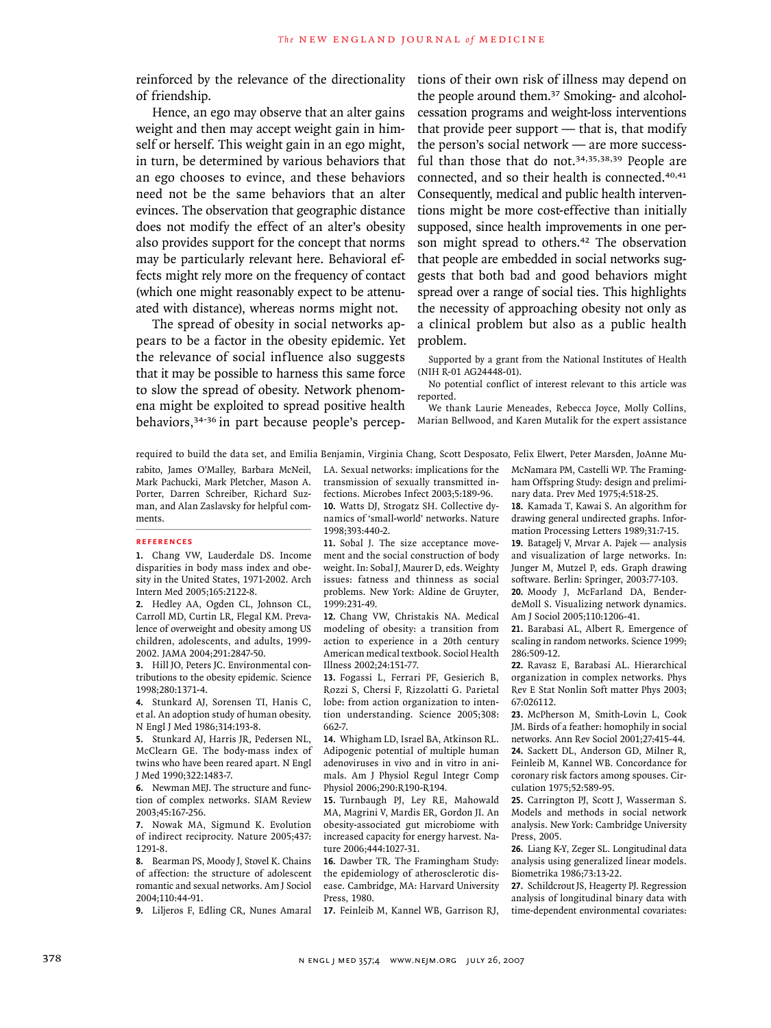reinforced by the relevance of the directionality of friendship.

Hence, an ego may observe that an alter gains weight and then may accept weight gain in himself or herself. This weight gain in an ego might, in turn, be determined by various behaviors that an ego chooses to evince, and these behaviors need not be the same behaviors that an alter evinces. The observation that geographic distance does not modify the effect of an alter's obesity also provides support for the concept that norms may be particularly relevant here. Behavioral effects might rely more on the frequency of contact (which one might reasonably expect to be attenuated with distance), whereas norms might not.

The spread of obesity in social networks appears to be a factor in the obesity epidemic. Yet the relevance of social influence also suggests that it may be possible to harness this same force to slow the spread of obesity. Network phenomena might be exploited to spread positive health behaviors,[34-36] in part because people's perceptions of their own risk of illness may depend on the people around them.[37] Smoking- and alcohol-cessation programs and weight-loss interventions that provide peer support — that is, that modify the person's social network — are more successful than those that do not.[34,35,38,39] People are connected, and so their health is connected.[40,41] Consequently, medical and public health interventions might be more cost-effective than initially supposed, since health improvements in one person might spread to others.[42] The observation that people are embedded in social networks suggests that both bad and good behaviors might spread over a range of social ties. This highlights the necessity of approaching obesity not only as a clinical problem but also as a public health problem.

Supported by a grant from the National Institutes of Health (NIH R-01 AG24448-01).

No potential conflict of interest relevant to this article was reported.

We thank Laurie Meneades, Rebecca Joyce, Molly Collins, Marian Bellwood, and Karen Mutalik for the expert assistance required to build the data set, and Emilia Benjamin, Virginia Chang, Scott Desposato, Felix Elwert, Peter Marsden, JoAnne Murabito, James O'Malley, Barbara McNeil, Mark Pachucki, Mark Pletcher, Mason A. Porter, Darren Schreiber, Richard Suzman, and Alan Zaslavsky for helpful comments.

## References

1. Chang VW, Lauderdale DS. Income disparities in body mass index and obesity in the United States, 1971-2002. Arch Intern Med 2005;165:2122-8.
2. Hedley AA, Ogden CL, Johnson CL, Carroll MD, Curtin LR, Flegal KM. Prevalence of overweight and obesity among US children, adolescents, and adults, 1999-2002. JAMA 2004;291:2847-50.
3. Hill JO, Peters JC. Environmental contributions to the obesity epidemic. Science 1998;280:1371-4.
4. Stunkard AJ, Sorensen TI, Hanis C, et al. An adoption study of human obesity. N Engl J Med 1986;314:193-8.
5. Stunkard AJ, Harris JR, Pedersen NL, McClearn GE. The body-mass index of twins who have been reared apart. N Engl J Med 1990;322:1483-7.
6. Newman MEJ. The structure and function of complex networks. SIAM Review 2003;45:167-256.
7. Nowak MA, Sigmund K. Evolution of indirect reciprocity. Nature 2005;437:1291-8.
8. Bearman PS, Moody J, Stovel K. Chains of affection: the structure of adolescent romantic and sexual networks. Am J Sociol 2004;110:44-91.
9. Liljeros F, Edling CR, Nunes Amaral LA. Sexual networks: implications for the transmission of sexually transmitted infections. Microbes Infect 2003;5:189-96.
10. Watts DJ, Strogatz SH. Collective dynamics of 'small-world' networks. Nature 1998;393:440-2.
11. Sobal J. The size acceptance movement and the social construction of body weight. In: Sobal J, Maurer D, eds. Weighty issues: fatness and thinness as social problems. New York: Aldine de Gruyter, 1999:231-49.
12. Chang VW, Christakis NA. Medical modeling of obesity: a transition from action to experience in a 20th century American medical textbook. Sociol Health Illness 2002;24:151-77.
13. Fogassi L, Ferrari PF, Gesierich B, Rozzi S, Chersi F, Rizzolatti G. Parietal lobe: from action organization to intention understanding. Science 2005;308:662-7.
14. Whigham LD, Israel BA, Atkinson RL. Adipogenic potential of multiple human adenoviruses in vivo and in vitro in animals. Am J Physiol Regul Integr Comp Physiol 2006;290:R190-R194.
15. Turnbaugh PJ, Ley RE, Mahowald MA, Magrini V, Mardis ER, Gordon JI. An obesity-associated gut microbiome with increased capacity for energy harvest. Nature 2006;444:1027-31.
16. Dawber TR. The Framingham Study: the epidemiology of atherosclerotic disease. Cambridge, MA: Harvard University Press, 1980.
17. Feinleib M, Kannel WB, Garrison RJ, McNamara PM, Castelli WP. The Framingham Offspring Study: design and preliminary data. Prev Med 1975;4:518-25.
18. Kamada T, Kawai S. An algorithm for drawing general undirected graphs. Information Processing Letters 1989;31:7-15.
19. Batagelj V, Mrvar A. Pajek — analysis and visualization of large networks. In: Junger M, Mutzel P, eds. Graph drawing software. Berlin: Springer, 2003:77-103.
20. Moody J, McFarland DA, Bender-deMoll S. Visualizing network dynamics. Am J Sociol 2005;110:1206-41.
21. Barabasi AL, Albert R. Emergence of scaling in random networks. Science 1999;286:509-12.
22. Ravasz E, Barabasi AL. Hierarchical organization in complex networks. Phys Rev E Stat Nonlin Soft matter Phys 2003;67:026112.
23. McPherson M, Smith-Lovin L, Cook JM. Birds of a feather: homophily in social networks. Ann Rev Sociol 2001;27:415-44.
24. Sackett DL, Anderson GD, Milner R, Feinleib M, Kannel WB. Concordance for coronary risk factors among spouses. Circulation 1975;52:589-95.
25. Carrington PJ, Scott J, Wasserman S. Models and methods in social network analysis. New York: Cambridge University Press, 2005.
26. Liang K-Y, Zeger SL. Longitudinal data analysis using generalized linear models. Biometrika 1986;73:13-22.
27. Schildcrout JS, Heagerty PJ. Regression analysis of longitudinal binary data with time-dependent environmental covariates: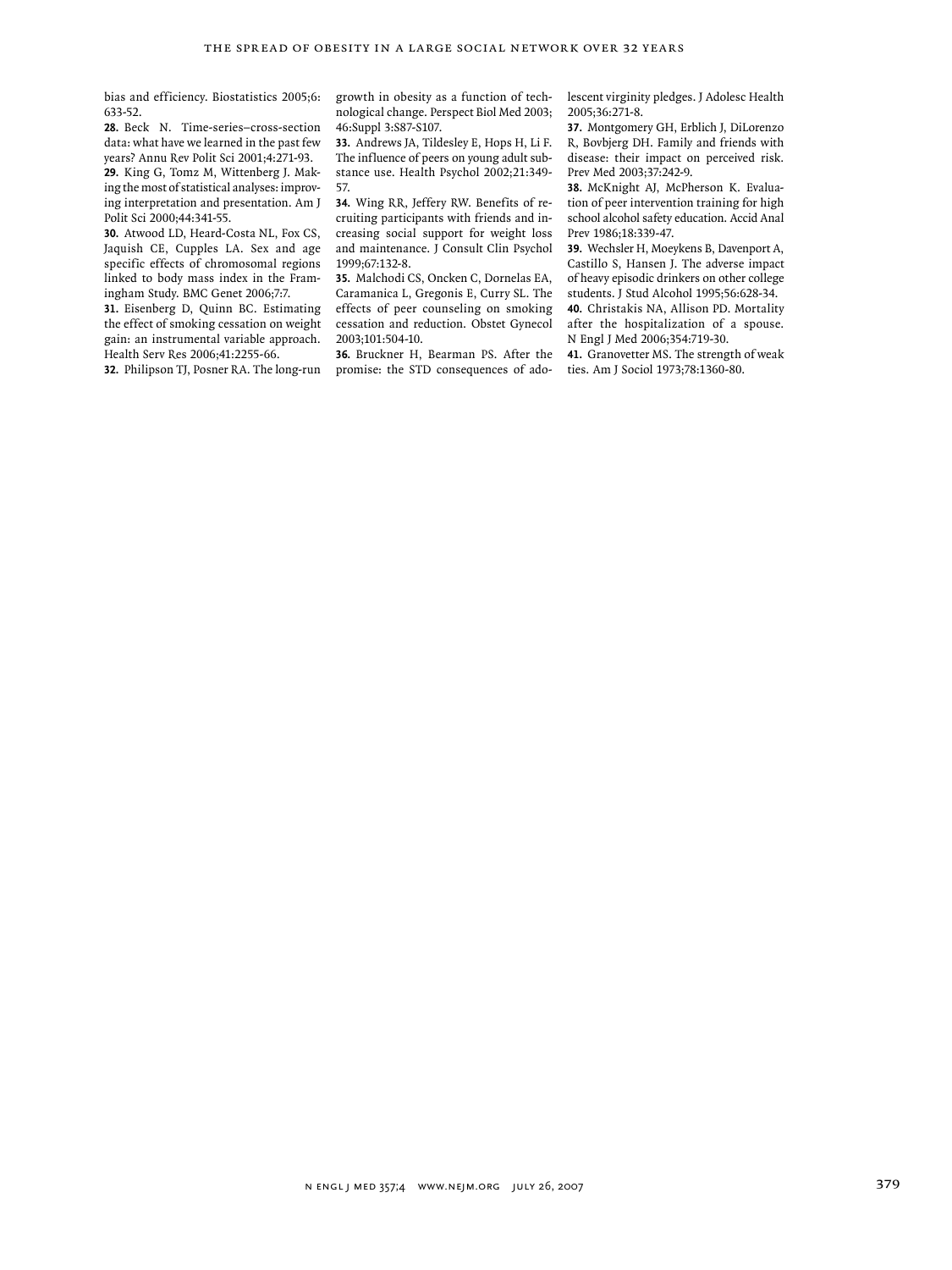bias and efficiency. Biostatistics 2005;6:633-52.

**28.** Beck N. Time-series–cross-section data: what have we learned in the past few years? Annu Rev Polit Sci 2001;4:271-93.

**29.** King G, Tomz M, Wittenberg J. Making the most of statistical analyses: improving interpretation and presentation. Am J Polit Sci 2000;44:341-55.

**30.** Atwood LD, Heard-Costa NL, Fox CS, Jaquish CE, Cupples LA. Sex and age specific effects of chromosomal regions linked to body mass index in the Framingham Study. BMC Genet 2006;7:7.

**31.** Eisenberg D, Quinn BC. Estimating the effect of smoking cessation on weight gain: an instrumental variable approach. Health Serv Res 2006;41:2255-66.

**32.** Philipson TJ, Posner RA. The long-run growth in obesity as a function of technological change. Perspect Biol Med 2003;46:Suppl 3:S87-S107.

**33.** Andrews JA, Tildesley E, Hops H, Li F. The influence of peers on young adult substance use. Health Psychol 2002;21:349-57.

**34.** Wing RR, Jeffery RW. Benefits of recruiting participants with friends and increasing social support for weight loss and maintenance. J Consult Clin Psychol 1999;67:132-8.

**35.** Malchodi CS, Oncken C, Dornelas EA, Caramanica L, Gregonis E, Curry SL. The effects of peer counseling on smoking cessation and reduction. Obstet Gynecol 2003;101:504-10.

**36.** Bruckner H, Bearman PS. After the promise: the STD consequences of adolescent virginity pledges. J Adolesc Health 2005;36:271-8.

**37.** Montgomery GH, Erblich J, DiLorenzo R, Bovbjerg DH. Family and friends with disease: their impact on perceived risk. Prev Med 2003;37:242-9.

**38.** McKnight AJ, McPherson K. Evaluation of peer intervention training for high school alcohol safety education. Accid Anal Prev 1986;18:339-47.

**39.** Wechsler H, Moeykens B, Davenport A, Castillo S, Hansen J. The adverse impact of heavy episodic drinkers on other college students. J Stud Alcohol 1995;56:628-34.

**40.** Christakis NA, Allison PD. Mortality after the hospitalization of a spouse. N Engl J Med 2006;354:719-30.

**41.** Granovetter MS. The strength of weak ties. Am J Sociol 1973;78:1360-80.